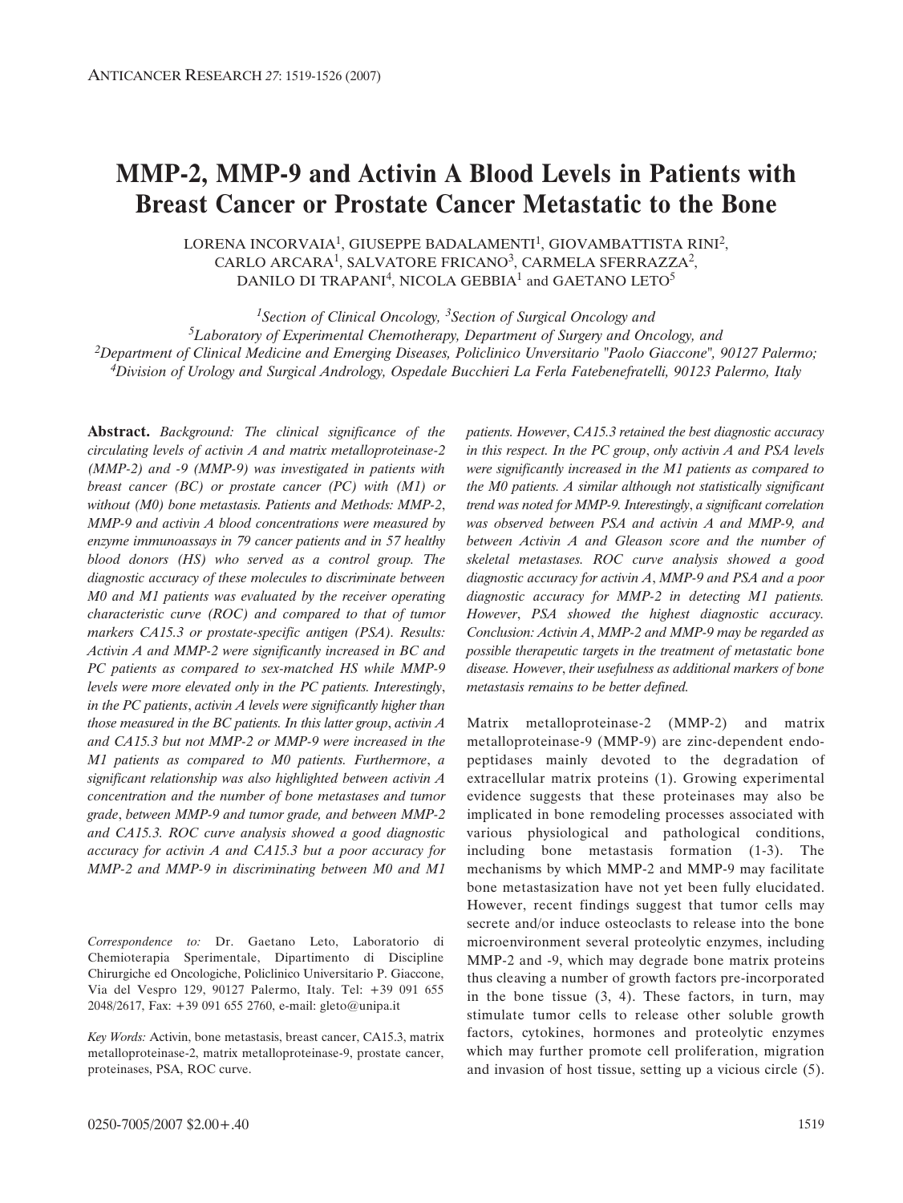# MMP-2, MMP-9 and Activin A Blood Levels in Patients with Breast Cancer or Prostate Cancer Metastatic to the Bone

LORENA INCORVAIA[1], GIUSEPPE BADALAMENTI[1], GIOVAMBATTISTA RINI[2], CARLO ARCARA[1], SALVATORE FRICANO[3], CARMELA SFERRAZZA[2], DANILO DI TRAPANI[4], NICOLA GEBBIA[1] and GAETANO LETO[5]

[1]Section of Clinical Oncology, [3]Section of Surgical Oncology and [5]Laboratory of Experimental Chemotherapy, Department of Surgery and Oncology, and [2]Department of Clinical Medicine and Emerging Diseases, Policlinico Unversitario "Paolo Giaccone", 90127 Palermo; [4]Division of Urology and Surgical Andrology, Ospedale Bucchieri La Ferla Fatebenefratelli, 90123 Palermo, Italy

**Abstract.** *Background: The clinical significance of the circulating levels of activin A and matrix metalloproteinase-2 (MMP-2) and -9 (MMP-9) was investigated in patients with breast cancer (BC) or prostate cancer (PC) with (M1) or without (M0) bone metastasis. Patients and Methods: MMP-2, MMP-9 and activin A blood concentrations were measured by enzyme immunoassays in 79 cancer patients and in 57 healthy blood donors (HS) who served as a control group. The diagnostic accuracy of these molecules to discriminate between M0 and M1 patients was evaluated by the receiver operating characteristic curve (ROC) and compared to that of tumor markers CA15.3 or prostate-specific antigen (PSA). Results: Activin A and MMP-2 were significantly increased in BC and PC patients as compared to sex-matched HS while MMP-9 levels were more elevated only in the PC patients. Interestingly, in the PC patients, activin A levels were significantly higher than those measured in the BC patients. In this latter group, activin A and CA15.3 but not MMP-2 or MMP-9 were increased in the M1 patients as compared to M0 patients. Furthermore, a significant relationship was also highlighted between activin A concentration and the number of bone metastases and tumor grade, between MMP-9 and tumor grade, and between MMP-2 and CA15.3. ROC curve analysis showed a good diagnostic accuracy for activin A and CA15.3 but a poor accuracy for MMP-2 and MMP-9 in discriminating between M0 and M1 patients. However, CA15.3 retained the best diagnostic accuracy in this respect. In the PC group, only activin A and PSA levels were significantly increased in the M1 patients as compared to the M0 patients. A similar although not statistically significant trend was noted for MMP-9. Interestingly, a significant correlation was observed between PSA and activin A and MMP-9, and between Activin A and Gleason score and the number of skeletal metastases. ROC curve analysis showed a good diagnostic accuracy for activin A, MMP-9 and PSA and a poor diagnostic accuracy for MMP-2 in detecting M1 patients. However, PSA showed the highest diagnostic accuracy. Conclusion: Activin A, MMP-2 and MMP-9 may be regarded as possible therapeutic targets in the treatment of metastatic bone disease. However, their usefulness as additional markers of bone metastasis remains to be better defined.*

*Correspondence to:* Dr. Gaetano Leto, Laboratorio di Chemioterapia Sperimentale, Dipartimento di Discipline Chirurgiche ed Oncologiche, Policlinico Universitario P. Giaccone, Via del Vespro 129, 90127 Palermo, Italy. Tel: +39 091 655 2048/2617, Fax: +39 091 655 2760, e-mail: gleto@unipa.it

*Key Words:* Activin, bone metastasis, breast cancer, CA15.3, matrix metalloproteinase-2, matrix metalloproteinase-9, prostate cancer, proteinases, PSA, ROC curve.

Matrix metalloproteinase-2 (MMP-2) and matrix metalloproteinase-9 (MMP-9) are zinc-dependent endopeptidases mainly devoted to the degradation of extracellular matrix proteins (1). Growing experimental evidence suggests that these proteinases may also be implicated in bone remodeling processes associated with various physiological and pathological conditions, including bone metastasis formation (1-3). The mechanisms by which MMP-2 and MMP-9 may facilitate bone metastasization have not yet been fully elucidated. However, recent findings suggest that tumor cells may secrete and/or induce osteoclasts to release into the bone microenvironment several proteolytic enzymes, including MMP-2 and -9, which may degrade bone matrix proteins thus cleaving a number of growth factors pre-incorporated in the bone tissue (3, 4). These factors, in turn, may stimulate tumor cells to release other soluble growth factors, cytokines, hormones and proteolytic enzymes which may further promote cell proliferation, migration and invasion of host tissue, setting up a vicious circle (5).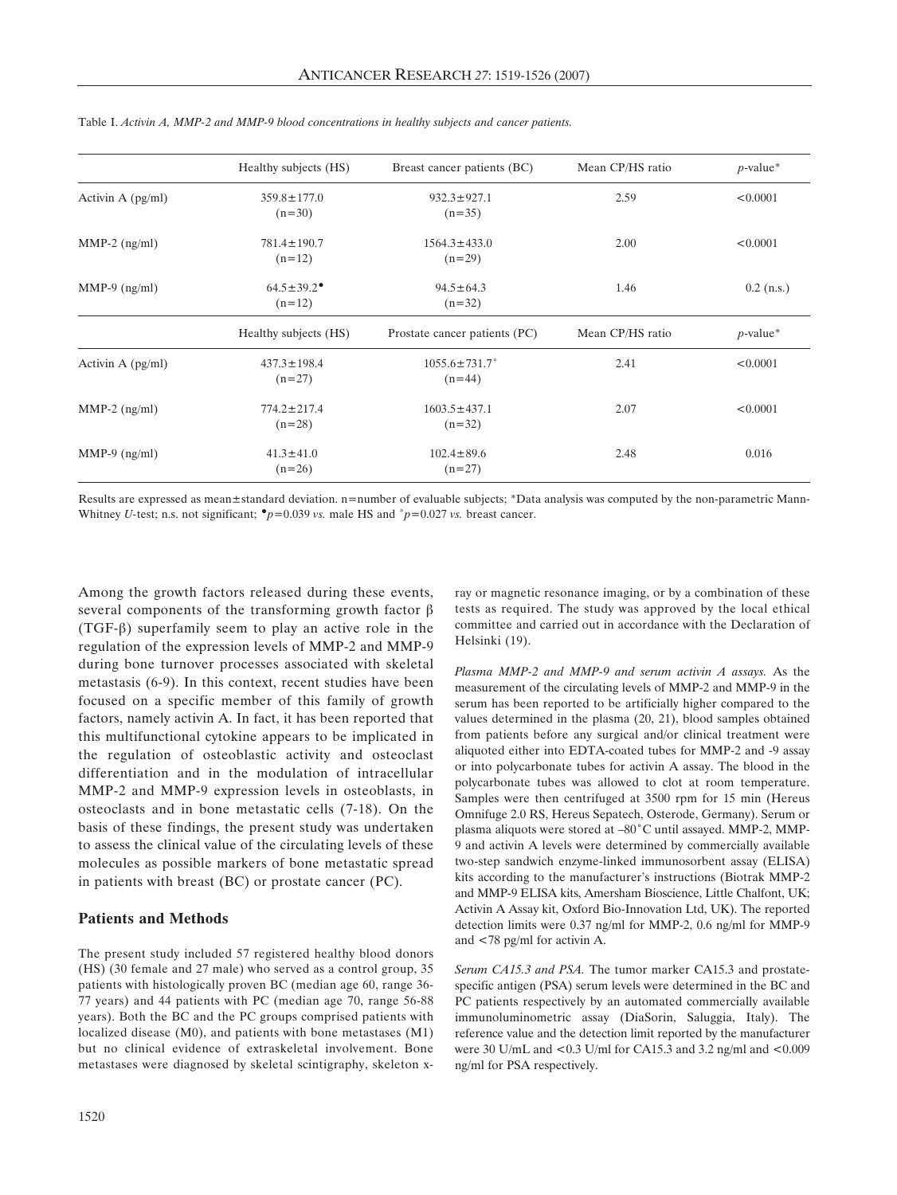Table I. *Activin A, MMP-2 and MMP-9 blood concentrations in healthy subjects and cancer patients.*

| | Healthy subjects (HS) | Breast cancer patients (BC) | Mean CP/HS ratio | *p*-value* |
|---|---|---|---|---|
| Activin A (pg/ml) | 359.8±177.0 (n=30) | 932.3±927.1 (n=35) | 2.59 | <0.0001 |
| MMP-2 (ng/ml) | 781.4±190.7 (n=12) | 1564.3±433.0 (n=29) | 2.00 | <0.0001 |
| MMP-9 (ng/ml) | 64.5±39.2[•] (n=12) | 94.5±64.3 (n=32) | 1.46 | 0.2 (n.s.) |
| | Healthy subjects (HS) | Prostate cancer patients (PC) | Mean CP/HS ratio | *p*-value* |
| Activin A (pg/ml) | 437.3±198.4 (n=27) | 1055.6±731.7[°] (n=44) | 2.41 | <0.0001 |
| MMP-2 (ng/ml) | 774.2±217.4 (n=28) | 1603.5±437.1 (n=32) | 2.07 | <0.0001 |
| MMP-9 (ng/ml) | 41.3±41.0 (n=26) | 102.4±89.6 (n=27) | 2.48 | 0.016 |

Results are expressed as mean±standard deviation. n=number of evaluable subjects; *Data analysis was computed by the non-parametric Mann-Whitney *U*-test; n.s. not significant; [•]$p=0.039$ *vs.* male HS and [°]$p=0.027$ *vs.* breast cancer.

Among the growth factors released during these events, several components of the transforming growth factor β (TGF-β) superfamily seem to play an active role in the regulation of the expression levels of MMP-2 and MMP-9 during bone turnover processes associated with skeletal metastasis (6-9). In this context, recent studies have been focused on a specific member of this family of growth factors, namely activin A. In fact, it has been reported that this multifunctional cytokine appears to be implicated in the regulation of osteoblastic activity and osteoclast differentiation and in the modulation of intracellular MMP-2 and MMP-9 expression levels in osteoblasts, in osteoclasts and in bone metastatic cells (7-18). On the basis of these findings, the present study was undertaken to assess the clinical value of the circulating levels of these molecules as possible markers of bone metastatic spread in patients with breast (BC) or prostate cancer (PC).

## Patients and Methods

The present study included 57 registered healthy blood donors (HS) (30 female and 27 male) who served as a control group, 35 patients with histologically proven BC (median age 60, range 36-77 years) and 44 patients with PC (median age 70, range 56-88 years). Both the BC and the PC groups comprised patients with localized disease (M0), and patients with bone metastases (M1) but no clinical evidence of extraskeletal involvement. Bone metastases were diagnosed by skeletal scintigraphy, skeleton x-ray or magnetic resonance imaging, or by a combination of these tests as required. The study was approved by the local ethical committee and carried out in accordance with the Declaration of Helsinki (19).

*Plasma MMP-2 and MMP-9 and serum activin A assays.* As the measurement of the circulating levels of MMP-2 and MMP-9 in the serum has been reported to be artificially higher compared to the values determined in the plasma (20, 21), blood samples obtained from patients before any surgical and/or clinical treatment were aliquoted either into EDTA-coated tubes for MMP-2 and -9 assay or into polycarbonate tubes for activin A assay. The blood in the polycarbonate tubes was allowed to clot at room temperature. Samples were then centrifuged at 3500 rpm for 15 min (Hereus Omnifuge 2.0 RS, Hereus Sepatech, Osterode, Germany). Serum or plasma aliquots were stored at –80˚C until assayed. MMP-2, MMP-9 and activin A levels were determined by commercially available two-step sandwich enzyme-linked immunosorbent assay (ELISA) kits according to the manufacturer's instructions (Biotrak MMP-2 and MMP-9 ELISA kits, Amersham Bioscience, Little Chalfont, UK; Activin A Assay kit, Oxford Bio-Innovation Ltd, UK). The reported detection limits were 0.37 ng/ml for MMP-2, 0.6 ng/ml for MMP-9 and <78 pg/ml for activin A.

*Serum CA15.3 and PSA.* The tumor marker CA15.3 and prostate-specific antigen (PSA) serum levels were determined in the BC and PC patients respectively by an automated commercially available immunoluminometric assay (DiaSorin, Saluggia, Italy). The reference value and the detection limit reported by the manufacturer were 30 U/mL and <0.3 U/ml for CA15.3 and 3.2 ng/ml and <0.009 ng/ml for PSA respectively.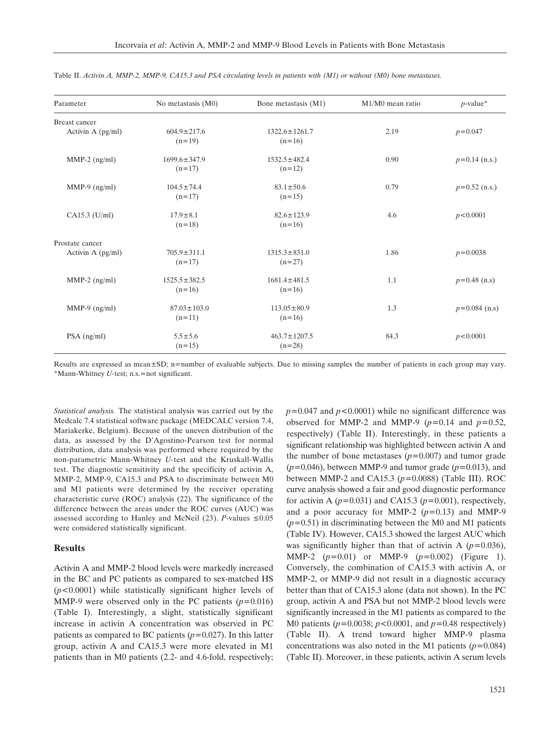Table II. *Activin A, MMP-2, MMP-9, CA15.3 and PSA circulating levels in patients with (M1) or without (M0) bone metastases.*

| Parameter | No metastasis (M0) | Bone metastasis (M1) | M1/M0 mean ratio | *p*-value* |
|---|---|---|---|---|
| Breast cancer | | | | |
| Activin A (pg/ml) | 604.9±217.6 (n=19) | 1322.6±1261.7 (n=16) | 2.19 | $p=0.047$ |
| MMP-2 (ng/ml) | 1699.6±347.9 (n=17) | 1532.5±482.4 (n=12) | 0.90 | $p=0.14$ (n.s.) |
| MMP-9 (ng/ml) | 104.5±74.4 (n=17) | 83.1±50.6 (n=15) | 0.79 | $p=0.52$ (n.s.) |
| CA15.3 (U/ml) | 17.9±8.1 (n=18) | 82.6±123.9 (n=16) | 4.6 | $p<0.0001$ |
| Prostate cancer | | | | |
| Activin A (pg/ml) | 705.9±311.1 (n=17) | 1315.3±831.0 (n=27) | 1.86 | $p=0.0038$ |
| MMP-2 (ng/ml) | 1525.5±382.5 (n=16) | 1681.4±481.5 (n=16) | 1.1 | $p=0.48$ (n.s) |
| MMP-9 (ng/ml) | 87.03±103.0 (n=11) | 113.05±80.9 (n=16) | 1.3 | $p=0.084$ (n.s) |
| PSA (ng/ml) | 5.5±5.6 (n=15) | 463.7±1207.5 (n=28) | 84.3 | $p<0.0001$ |

Results are expressed as mean±SD; n=number of evaluable subjects. Due to missing samples the number of patients in each group may vary. *Mann-Whitney *U*-test; n.s.=not significant.

*Statistical analysis.* The statistical analysis was carried out by the Medcalc 7.4 statistical software package (MEDCALC version 7.4, Mariakerke, Belgium). Because of the uneven distribution of the data, as assessed by the D'Agostino-Pearson test for normal distribution, data analysis was performed where required by the non-parametric Mann-Whitney *U*-test and the Kruskall-Wallis test. The diagnostic sensitivity and the specificity of activin A, MMP-2, MMP-9, CA15.3 and PSA to discriminate between M0 and M1 patients were determined by the receiver operating characteristic curve (ROC) analysis (22). The significance of the difference between the areas under the ROC curves (AUC) was assessed according to Hanley and McNeil (23). *P*-values ≤0.05 were considered statistically significant.

## Results

Activin A and MMP-2 blood levels were markedly increased in the BC and PC patients as compared to sex-matched HS ($p<0.0001$) while statistically significant higher levels of MMP-9 were observed only in the PC patients ($p=0.016$) (Table I). Interestingly, a slight, statistically significant increase in activin A concentration was observed in PC patients as compared to BC patients ($p=0.027$). In this latter group, activin A and CA15.3 were more elevated in M1 patients than in M0 patients (2.2- and 4.6-fold, respectively; $p=0.047$ and $p<0.0001$) while no significant difference was observed for MMP-2 and MMP-9 ($p=0.14$ and $p=0.52$, respectively) (Table II). Interestingly, in these patients a significant relationship was highlighted between activin A and the number of bone metastases ($p=0.007$) and tumor grade ($p=0.046$), between MMP-9 and tumor grade ($p=0.013$), and between MMP-2 and CA15.3 ($p=0.0088$) (Table III). ROC curve analysis showed a fair and good diagnostic performance for activin A ($p=0.031$) and CA15.3 ($p=0.001$), respectively, and a poor accuracy for MMP-2 ($p=0.13$) and MMP-9 ($p=0.51$) in discriminating between the M0 and M1 patients (Table IV). However, CA15.3 showed the largest AUC which was significantly higher than that of activin A ($p=0.036$), MMP-2 ($p=0.01$) or MMP-9 ($p=0.002$) (Figure 1). Conversely, the combination of CA15.3 with activin A, or MMP-2, or MMP-9 did not result in a diagnostic accuracy better than that of CA15.3 alone (data not shown). In the PC group, activin A and PSA but not MMP-2 blood levels were significantly increased in the M1 patients as compared to the M0 patients ($p=0.0038$; $p<0.0001$, and $p=0.48$ respectively) (Table II). A trend toward higher MMP-9 plasma concentrations was also noted in the M1 patients ($p=0.084$) (Table II). Moreover, in these patients, activin A serum levels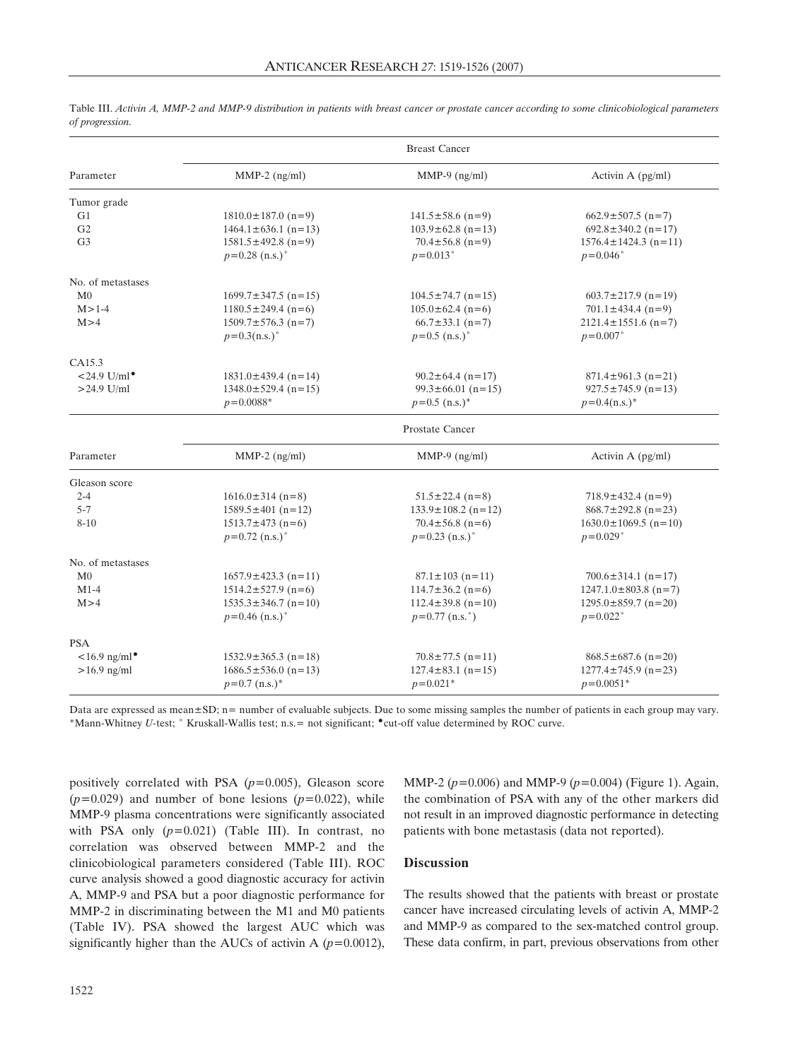Table III. *Activin A, MMP-2 and MMP-9 distribution in patients with breast cancer or prostate cancer according to some clinicobiological parameters of progression.*

| | Breast Cancer | | |
|---|---|---|---|
| Parameter | MMP-2 (ng/ml) | MMP-9 (ng/ml) | Activin A (pg/ml) |
| Tumor grade | | | |
| G1 | 1810.0±187.0 (n=9) | 141.5±58.6 (n=9) | 662.9±507.5 (n=7) |
| G2 | 1464.1±636.1 (n=13) | 103.9±62.8 (n=13) | 692.8±340.2 (n=17) |
| G3 | 1581.5±492.8 (n=9) | 70.4±56.8 (n=9) | 1576.4±1424.3 (n=11) |
| | $p$=0.28 (n.s.)° | $p$=0.013° | $p$=0.046° |
| No. of metastases | | | |
| M0 | 1699.7±347.5 (n=15) | 104.5±74.7 (n=15) | 603.7±217.9 (n=19) |
| M>1-4 | 1180.5±249.4 (n=6) | 105.0±62.4 (n=6) | 701.1±434.4 (n=9) |
| M>4 | 1509.7±576.3 (n=7) | 66.7±33.1 (n=7) | 2121.4±1551.6 (n=7) |
| | $p$=0.3(n.s.)° | $p$=0.5 (n.s.)° | $p$=0.007° |
| CA15.3 | | | |
| <24.9 U/ml• | 1831.0±439.4 (n=14) | 90.2±64.4 (n=17) | 871.4±961.3 (n=21) |
| >24.9 U/ml | 1348.0±529.4 (n=15) | 99.3±66.01 (n=15) | 927.5±745.9 (n=13) |
| | $p$=0.0088* | $p$=0.5 (n.s.)* | $p$=0.4(n.s.)* |
| | Prostate Cancer | | |
| Parameter | MMP-2 (ng/ml) | MMP-9 (ng/ml) | Activin A (pg/ml) |
| Gleason score | | | |
| 2-4 | 1616.0±314 (n=8) | 51.5±22.4 (n=8) | 718.9±432.4 (n=9) |
| 5-7 | 1589.5±401 (n=12) | 133.9±108.2 (n=12) | 868.7±292.8 (n=23) |
| 8-10 | 1513.7±473 (n=6) | 70.4±56.8 (n=6) | 1630.0±1069.5 (n=10) |
| | $p$=0.72 (n.s.)° | $p$=0.23 (n.s.)° | $p$=0.029° |
| No. of metastases | | | |
| M0 | 1657.9±423.3 (n=11) | 87.1±103 (n=11) | 700.6±314.1 (n=17) |
| M1-4 | 1514.2±527.9 (n=6) | 114.7±36.2 (n=6) | 1247.1.0±803.8 (n=7) |
| M>4 | 1535.3±346.7 (n=10) | 112.4±39.8 (n=10) | 1295.0±859.7 (n=20) |
| | $p$=0.46 (n.s.)° | $p$=0.77 (n.s.°) | $p$=0.022° |
| PSA | | | |
| <16.9 ng/ml• | 1532.9±365.3 (n=18) | 70.8±77.5 (n=11) | 868.5±687.6 (n=20) |
| >16.9 ng/ml | 1686.5±536.0 (n=13) | 127.4±83.1 (n=15) | 1277.4±745.9 (n=23) |
| | $p$=0.7 (n.s.)* | $p$=0.021* | $p$=0.0051* |

Data are expressed as mean±SD; n= number of evaluable subjects. Due to some missing samples the number of patients in each group may vary. *Mann-Whitney *U*-test; ° Kruskall-Wallis test; n.s.= not significant; •cut-off value determined by ROC curve.

positively correlated with PSA ($p$=0.005), Gleason score ($p$=0.029) and number of bone lesions ($p$=0.022), while MMP-9 plasma concentrations were significantly associated with PSA only ($p$=0.021) (Table III). In contrast, no correlation was observed between MMP-2 and the clinicobiological parameters considered (Table III). ROC curve analysis showed a good diagnostic accuracy for activin A, MMP-9 and PSA but a poor diagnostic performance for MMP-2 in discriminating between the M1 and M0 patients (Table IV). PSA showed the largest AUC which was significantly higher than the AUCs of activin A ($p$=0.0012), MMP-2 ($p$=0.006) and MMP-9 ($p$=0.004) (Figure 1). Again, the combination of PSA with any of the other markers did not result in an improved diagnostic performance in detecting patients with bone metastasis (data not reported).

## Discussion

The results showed that the patients with breast or prostate cancer have increased circulating levels of activin A, MMP-2 and MMP-9 as compared to the sex-matched control group. These data confirm, in part, previous observations from other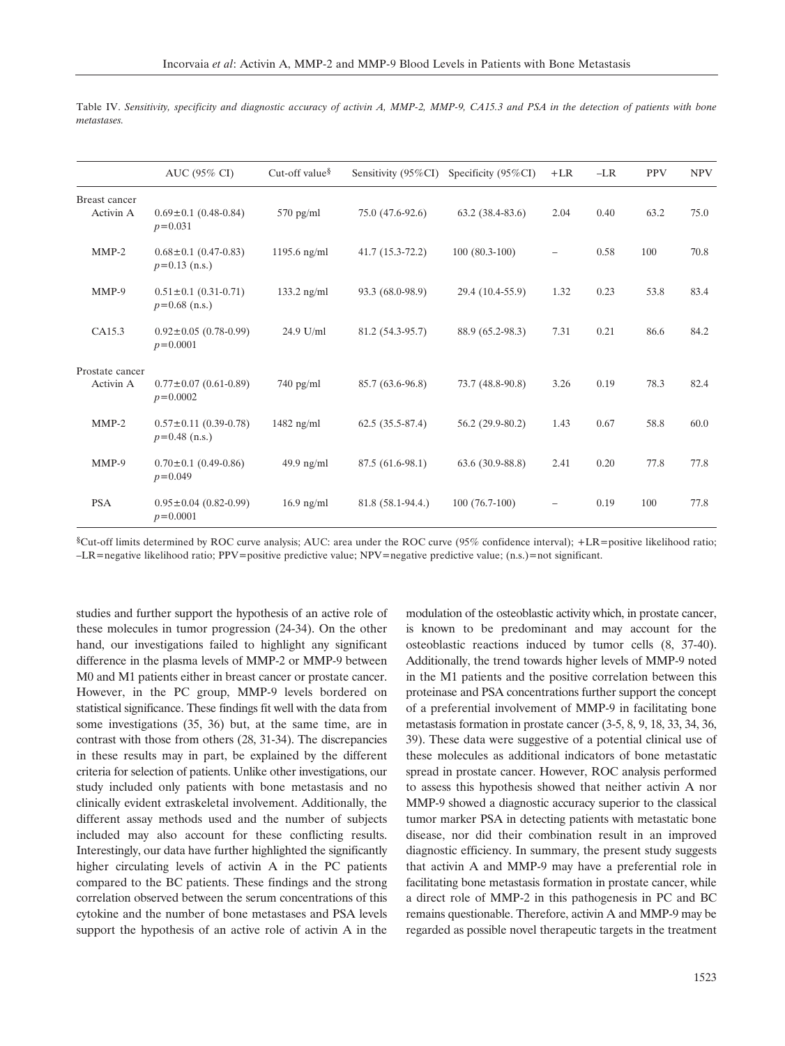Table IV. *Sensitivity, specificity and diagnostic accuracy of activin A, MMP-2, MMP-9, CA15.3 and PSA in the detection of patients with bone metastases.*

| | AUC (95% CI) | Cut-off value§ | Sensitivity (95%CI) | Specificity (95%CI) | +LR | –LR | PPV | NPV |
|---|---|---|---|---|---|---|---|---|
| Breast cancer | | | | | | | | |
| Activin A | 0.69±0.1 (0.48-0.84) $p$=0.031 | 570 pg/ml | 75.0 (47.6-92.6) | 63.2 (38.4-83.6) | 2.04 | 0.40 | 63.2 | 75.0 |
| MMP-2 | 0.68±0.1 (0.47-0.83) $p$=0.13 (n.s.) | 1195.6 ng/ml | 41.7 (15.3-72.2) | 100 (80.3-100) | – | 0.58 | 100 | 70.8 |
| MMP-9 | 0.51±0.1 (0.31-0.71) $p$=0.68 (n.s.) | 133.2 ng/ml | 93.3 (68.0-98.9) | 29.4 (10.4-55.9) | 1.32 | 0.23 | 53.8 | 83.4 |
| CA15.3 | 0.92±0.05 (0.78-0.99) $p$=0.0001 | 24.9 U/ml | 81.2 (54.3-95.7) | 88.9 (65.2-98.3) | 7.31 | 0.21 | 86.6 | 84.2 |
| Prostate cancer | | | | | | | | |
| Activin A | 0.77±0.07 (0.61-0.89) $p$=0.0002 | 740 pg/ml | 85.7 (63.6-96.8) | 73.7 (48.8-90.8) | 3.26 | 0.19 | 78.3 | 82.4 |
| MMP-2 | 0.57±0.11 (0.39-0.78) $p$=0.48 (n.s.) | 1482 ng/ml | 62.5 (35.5-87.4) | 56.2 (29.9-80.2) | 1.43 | 0.67 | 58.8 | 60.0 |
| MMP-9 | 0.70±0.1 (0.49-0.86) $p$=0.049 | 49.9 ng/ml | 87.5 (61.6-98.1) | 63.6 (30.9-88.8) | 2.41 | 0.20 | 77.8 | 77.8 |
| PSA | 0.95±0.04 (0.82-0.99) $p$=0.0001 | 16.9 ng/ml | 81.8 (58.1-94.4.) | 100 (76.7-100) | – | 0.19 | 100 | 77.8 |

§Cut-off limits determined by ROC curve analysis; AUC: area under the ROC curve (95% confidence interval); +LR=positive likelihood ratio; –LR=negative likelihood ratio; PPV=positive predictive value; NPV=negative predictive value; (n.s.)=not significant.

studies and further support the hypothesis of an active role of these molecules in tumor progression (24-34). On the other hand, our investigations failed to highlight any significant difference in the plasma levels of MMP-2 or MMP-9 between M0 and M1 patients either in breast cancer or prostate cancer. However, in the PC group, MMP-9 levels bordered on statistical significance. These findings fit well with the data from some investigations (35, 36) but, at the same time, are in contrast with those from others (28, 31-34). The discrepancies in these results may in part, be explained by the different criteria for selection of patients. Unlike other investigations, our study included only patients with bone metastasis and no clinically evident extraskeletal involvement. Additionally, the different assay methods used and the number of subjects included may also account for these conflicting results. Interestingly, our data have further highlighted the significantly higher circulating levels of activin A in the PC patients compared to the BC patients. These findings and the strong correlation observed between the serum concentrations of this cytokine and the number of bone metastases and PSA levels support the hypothesis of an active role of activin A in the modulation of the osteoblastic activity which, in prostate cancer, is known to be predominant and may account for the osteoblastic reactions induced by tumor cells (8, 37-40). Additionally, the trend towards higher levels of MMP-9 noted in the M1 patients and the positive correlation between this proteinase and PSA concentrations further support the concept of a preferential involvement of MMP-9 in facilitating bone metastasis formation in prostate cancer (3-5, 8, 9, 18, 33, 34, 36, 39). These data were suggestive of a potential clinical use of these molecules as additional indicators of bone metastatic spread in prostate cancer. However, ROC analysis performed to assess this hypothesis showed that neither activin A nor MMP-9 showed a diagnostic accuracy superior to the classical tumor marker PSA in detecting patients with metastatic bone disease, nor did their combination result in an improved diagnostic efficiency. In summary, the present study suggests that activin A and MMP-9 may have a preferential role in facilitating bone metastasis formation in prostate cancer, while a direct role of MMP-2 in this pathogenesis in PC and BC remains questionable. Therefore, activin A and MMP-9 may be regarded as possible novel therapeutic targets in the treatment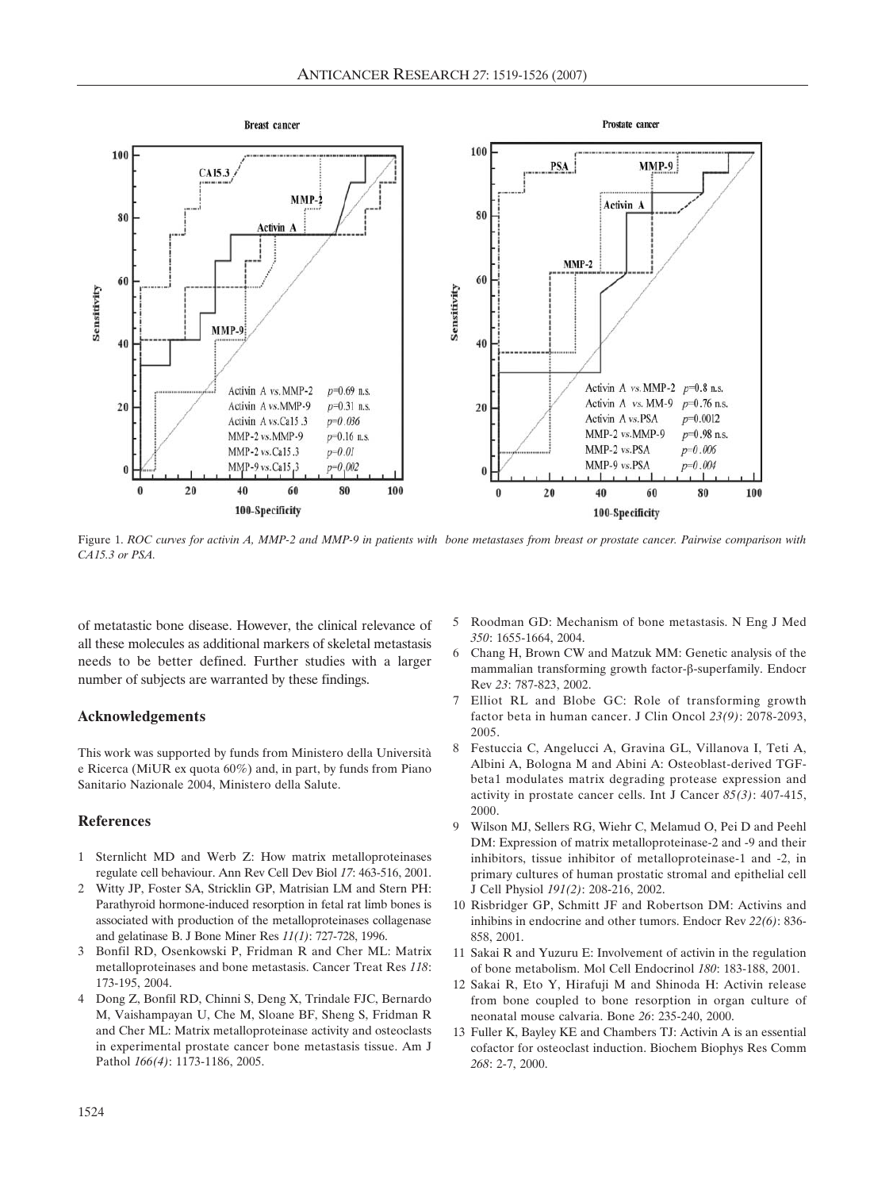Figure 1. *ROC curves for activin A, MMP-2 and MMP-9 in patients with bone metastases from breast or prostate cancer. Pairwise comparison with CA15.3 or PSA.*

of metatastic bone disease. However, the clinical relevance of all these molecules as additional markers of skeletal metastasis needs to be better defined. Further studies with a larger number of subjects are warranted by these findings.

## Acknowledgements

This work was supported by funds from Ministero della Università e Ricerca (MiUR ex quota 60%) and, in part, by funds from Piano Sanitario Nazionale 2004, Ministero della Salute.

## References

1. Sternlicht MD and Werb Z: How matrix metalloproteinases regulate cell behaviour. Ann Rev Cell Dev Biol *17*: 463-516, 2001.
2. Witty JP, Foster SA, Stricklin GP, Matrisian LM and Stern PH: Parathyroid hormone-induced resorption in fetal rat limb bones is associated with production of the metalloproteinases collagenase and gelatinase B. J Bone Miner Res *11(1)*: 727-728, 1996.
3. Bonfil RD, Osenkowski P, Fridman R and Cher ML: Matrix metalloproteinases and bone metastasis. Cancer Treat Res *118*: 173-195, 2004.
4. Dong Z, Bonfil RD, Chinni S, Deng X, Trindale FJC, Bernardo M, Vaishampayan U, Che M, Sloane BF, Sheng S, Fridman R and Cher ML: Matrix metalloproteinase activity and osteoclasts in experimental prostate cancer bone metastasis tissue. Am J Pathol *166(4)*: 1173-1186, 2005.
5. Roodman GD: Mechanism of bone metastasis. N Eng J Med *350*: 1655-1664, 2004.
6. Chang H, Brown CW and Matzuk MM: Genetic analysis of the mammalian transforming growth factor-β-superfamily. Endocr Rev *23*: 787-823, 2002.
7. Elliot RL and Blobe GC: Role of transforming growth factor beta in human cancer. J Clin Oncol *23(9)*: 2078-2093, 2005.
8. Festuccia C, Angelucci A, Gravina GL, Villanova I, Teti A, Albini A, Bologna M and Abini A: Osteoblast-derived TGF-beta1 modulates matrix degrading protease expression and activity in prostate cancer cells. Int J Cancer *85(3)*: 407-415, 2000.
9. Wilson MJ, Sellers RG, Wiehr C, Melamud O, Pei D and Peehl DM: Expression of matrix metalloproteinase-2 and -9 and their inhibitors, tissue inhibitor of metalloproteinase-1 and -2, in primary cultures of human prostatic stromal and epithelial cell J Cell Physiol *191(2)*: 208-216, 2002.
10. Risbridger GP, Schmitt JF and Robertson DM: Activins and inhibins in endocrine and other tumors. Endocr Rev *22(6)*: 836-858, 2001.
11. Sakai R and Yuzuru E: Involvement of activin in the regulation of bone metabolism. Mol Cell Endocrinol *180*: 183-188, 2001.
12. Sakai R, Eto Y, Hirafuji M and Shinoda H: Activin release from bone coupled to bone resorption in organ culture of neonatal mouse calvaria. Bone *26*: 235-240, 2000.
13. Fuller K, Bayley KE and Chambers TJ: Activin A is an essential cofactor for osteoclast induction. Biochem Biophys Res Comm *268*: 2-7, 2000.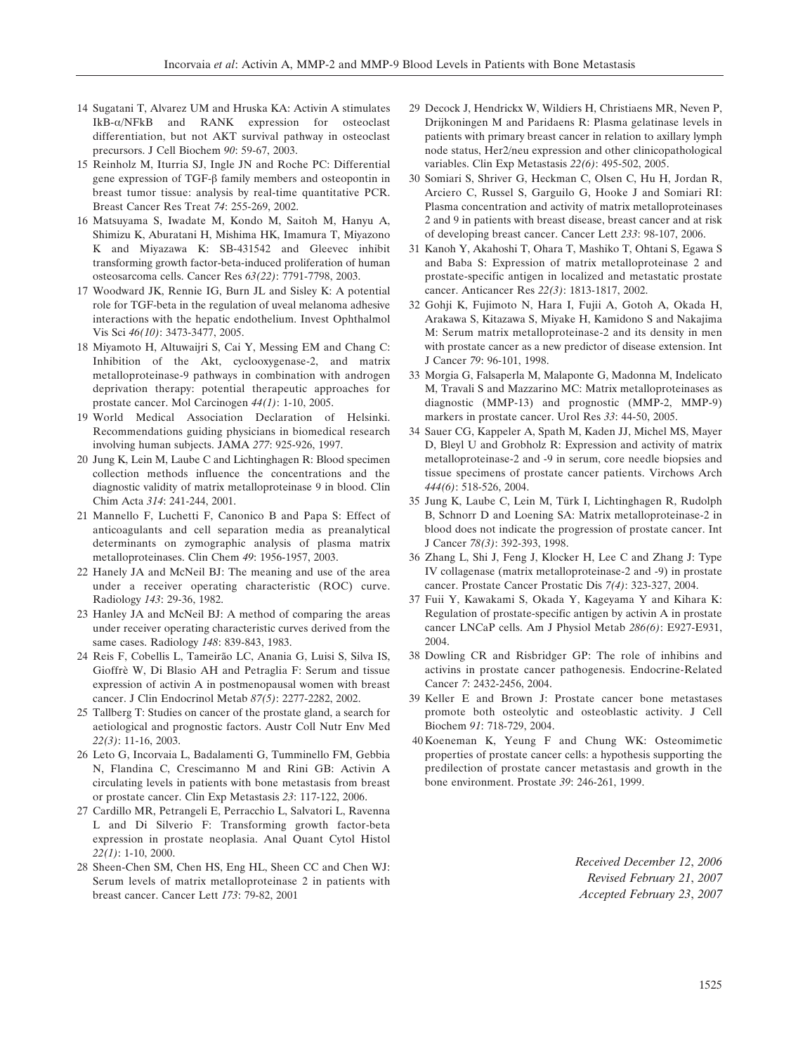14 Sugatani T, Alvarez UM and Hruska KA: Activin A stimulates IkB-α/NFkB and RANK expression for osteoclast differentiation, but not AKT survival pathway in osteoclast precursors. J Cell Biochem *90*: 59-67, 2003.

15 Reinholz M, Iturria SJ, Ingle JN and Roche PC: Differential gene expression of TGF-β family members and osteopontin in breast tumor tissue: analysis by real-time quantitative PCR. Breast Cancer Res Treat *74*: 255-269, 2002.

16 Matsuyama S, Iwadate M, Kondo M, Saitoh M, Hanyu A, Shimizu K, Aburatani H, Mishima HK, Imamura T, Miyazono K and Miyazawa K: SB-431542 and Gleevec inhibit transforming growth factor-beta-induced proliferation of human osteosarcoma cells. Cancer Res *63(22)*: 7791-7798, 2003.

17 Woodward JK, Rennie IG, Burn JL and Sisley K: A potential role for TGF-beta in the regulation of uveal melanoma adhesive interactions with the hepatic endothelium. Invest Ophthalmol Vis Sci *46(10)*: 3473-3477, 2005.

18 Miyamoto H, Altuwaijri S, Cai Y, Messing EM and Chang C: Inhibition of the Akt, cyclooxygenase-2, and matrix metalloproteinase-9 pathways in combination with androgen deprivation therapy: potential therapeutic approaches for prostate cancer. Mol Carcinogen *44(1)*: 1-10, 2005.

19 World Medical Association Declaration of Helsinki. Recommendations guiding physicians in biomedical research involving human subjects. JAMA *277*: 925-926, 1997.

20 Jung K, Lein M, Laube C and Lichtinghagen R: Blood specimen collection methods influence the concentrations and the diagnostic validity of matrix metalloproteinase 9 in blood. Clin Chim Acta *314*: 241-244, 2001.

21 Mannello F, Luchetti F, Canonico B and Papa S: Effect of anticoagulants and cell separation media as preanalytical determinants on zymographic analysis of plasma matrix metalloproteinases. Clin Chem *49*: 1956-1957, 2003.

22 Hanely JA and McNeil BJ: The meaning and use of the area under a receiver operating characteristic (ROC) curve. Radiology *143*: 29-36, 1982.

23 Hanley JA and McNeil BJ: A method of comparing the areas under receiver operating characteristic curves derived from the same cases. Radiology *148*: 839-843, 1983.

24 Reis F, Cobellis L, Tameirão LC, Anania G, Luisi S, Silva IS, Gioffrè W, Di Blasio AH and Petraglia F: Serum and tissue expression of activin A in postmenopausal women with breast cancer. J Clin Endocrinol Metab *87(5)*: 2277-2282, 2002.

25 Tallberg T: Studies on cancer of the prostate gland, a search for aetiological and prognostic factors. Austr Coll Nutr Env Med *22(3)*: 11-16, 2003.

26 Leto G, Incorvaia L, Badalamenti G, Tumminello FM, Gebbia N, Flandina C, Crescimanno M and Rini GB: Activin A circulating levels in patients with bone metastasis from breast or prostate cancer. Clin Exp Metastasis *23*: 117-122, 2006.

27 Cardillo MR, Petrangeli E, Perracchio L, Salvatori L, Ravenna L and Di Silverio F: Transforming growth factor-beta expression in prostate neoplasia. Anal Quant Cytol Histol *22(1)*: 1-10, 2000.

28 Sheen-Chen SM, Chen HS, Eng HL, Sheen CC and Chen WJ: Serum levels of matrix metalloproteinase 2 in patients with breast cancer. Cancer Lett *173*: 79-82, 2001

29 Decock J, Hendrickx W, Wildiers H, Christiaens MR, Neven P, Drijkoningen M and Paridaens R: Plasma gelatinase levels in patients with primary breast cancer in relation to axillary lymph node status, Her2/neu expression and other clinicopathological variables. Clin Exp Metastasis *22(6)*: 495-502, 2005.

30 Somiari S, Shriver G, Heckman C, Olsen C, Hu H, Jordan R, Arciero C, Russel S, Garguilo G, Hooke J and Somiari RI: Plasma concentration and activity of matrix metalloproteinases 2 and 9 in patients with breast disease, breast cancer and at risk of developing breast cancer. Cancer Lett *233*: 98-107, 2006.

31 Kanoh Y, Akahoshi T, Ohara T, Mashiko T, Ohtani S, Egawa S and Baba S: Expression of matrix metalloproteinase 2 and prostate-specific antigen in localized and metastatic prostate cancer. Anticancer Res *22(3)*: 1813-1817, 2002.

32 Gohji K, Fujimoto N, Hara I, Fujii A, Gotoh A, Okada H, Arakawa S, Kitazawa S, Miyake H, Kamidono S and Nakajima M: Serum matrix metalloproteinase-2 and its density in men with prostate cancer as a new predictor of disease extension. Int J Cancer *79*: 96-101, 1998.

33 Morgia G, Falsaperla M, Malaponte G, Madonna M, Indelicato M, Travali S and Mazzarino MC: Matrix metalloproteinases as diagnostic (MMP-13) and prognostic (MMP-2, MMP-9) markers in prostate cancer. Urol Res *33*: 44-50, 2005.

34 Sauer CG, Kappeler A, Spath M, Kaden JJ, Michel MS, Mayer D, Bleyl U and Grobholz R: Expression and activity of matrix metalloproteinase-2 and -9 in serum, core needle biopsies and tissue specimens of prostate cancer patients. Virchows Arch *444(6)*: 518-526, 2004.

35 Jung K, Laube C, Lein M, Türk I, Lichtinghagen R, Rudolph B, Schnorr D and Loening SA: Matrix metalloproteinase-2 in blood does not indicate the progression of prostate cancer. Int J Cancer *78(3)*: 392-393, 1998.

36 Zhang L, Shi J, Feng J, Klocker H, Lee C and Zhang J: Type IV collagenase (matrix metalloproteinase-2 and -9) in prostate cancer. Prostate Cancer Prostatic Dis *7(4)*: 323-327, 2004.

37 Fuii Y, Kawakami S, Okada Y, Kageyama Y and Kihara K: Regulation of prostate-specific antigen by activin A in prostate cancer LNCaP cells. Am J Physiol Metab *286(6)*: E927-E931, 2004.

38 Dowling CR and Risbridger GP: The role of inhibins and activins in prostate cancer pathogenesis. Endocrine-Related Cancer *7*: 2432-2456, 2004.

39 Keller E and Brown J: Prostate cancer bone metastases promote both osteolytic and osteoblastic activity. J Cell Biochem *91*: 718-729, 2004.

40 Koeneman K, Yeung F and Chung WK: Osteomimetic properties of prostate cancer cells: a hypothesis supporting the predilection of prostate cancer metastasis and growth in the bone environment. Prostate *39*: 246-261, 1999.

*Received December 12, 2006*
*Revised February 21, 2007*
*Accepted February 23, 2007*